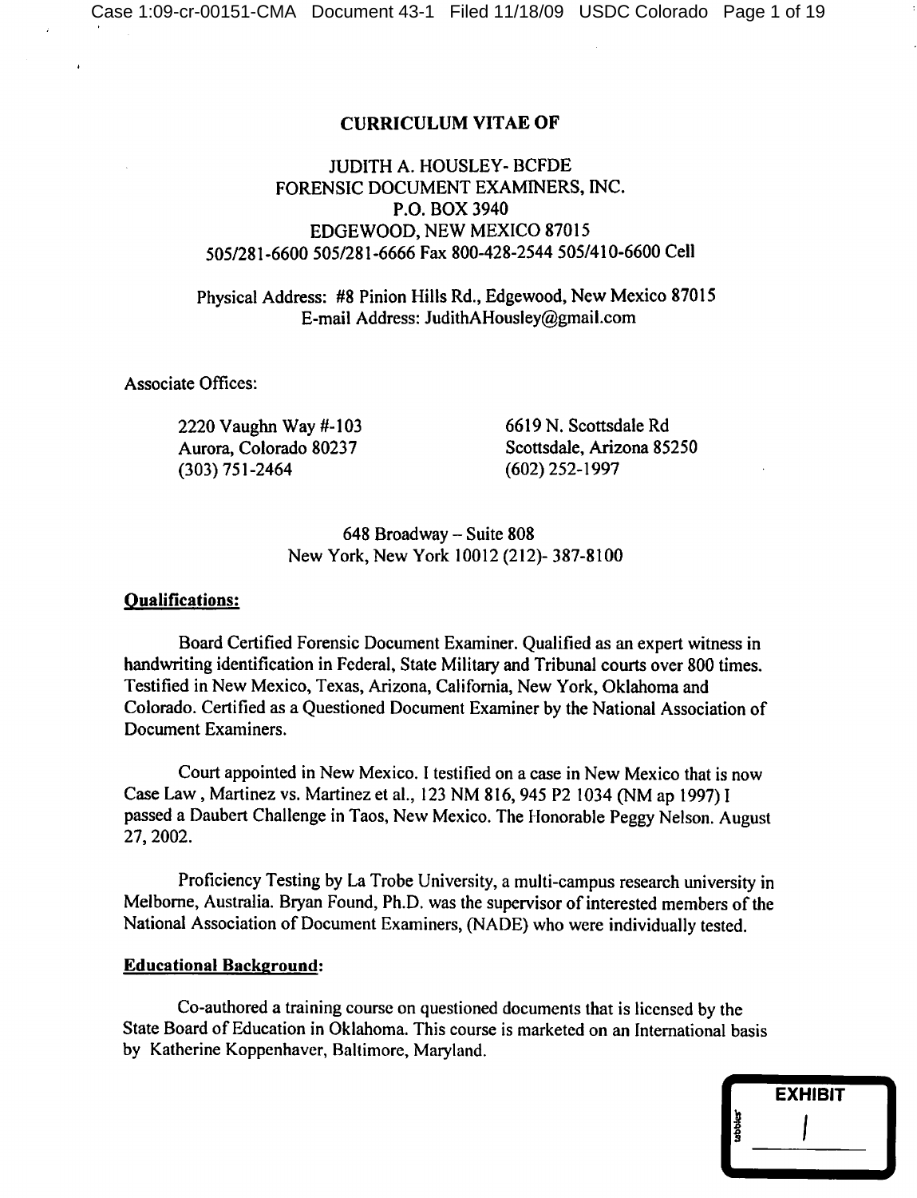# CURRICULUM VITAE OF

JUDITH A. HOUSLEY- BCFDE
FORENSIC DOCUMENT EXAMINERS, INC.
P.O. BOX 3940
EDGEWOOD, NEW MEXICO 87015
505/281-6600 505/281-6666 Fax 800-428-2544 505/410-6600 Cell

Physical Address: #8 Pinion Hills Rd., Edgewood, New Mexico 87015
E-mail Address: JudithAHousley@gmail.com

Associate Offices:

2220 Vaughn Way #-103
Aurora, Colorado 80237
(303) 751-2464

6619 N. Scottsdale Rd
Scottsdale, Arizona 85250
(602) 252-1997

648 Broadway – Suite 808
New York, New York 10012 (212)- 387-8100

## Qualifications:

Board Certified Forensic Document Examiner. Qualified as an expert witness in handwriting identification in Federal, State Military and Tribunal courts over 800 times. Testified in New Mexico, Texas, Arizona, California, New York, Oklahoma and Colorado. Certified as a Questioned Document Examiner by the National Association of Document Examiners.

Court appointed in New Mexico. I testified on a case in New Mexico that is now Case Law , Martinez vs. Martinez et al., 123 NM 816, 945 P2 1034 (NM ap 1997) I passed a Daubert Challenge in Taos, New Mexico. The Honorable Peggy Nelson. August 27, 2002.

Proficiency Testing by La Trobe University, a multi-campus research university in Melborne, Australia. Bryan Found, Ph.D. was the supervisor of interested members of the National Association of Document Examiners, (NADE) who were individually tested.

## Educational Background:

Co-authored a training course on questioned documents that is licensed by the State Board of Education in Oklahoma. This course is marketed on an International basis by Katherine Koppenhaver, Baltimore, Maryland.

EXHIBIT 1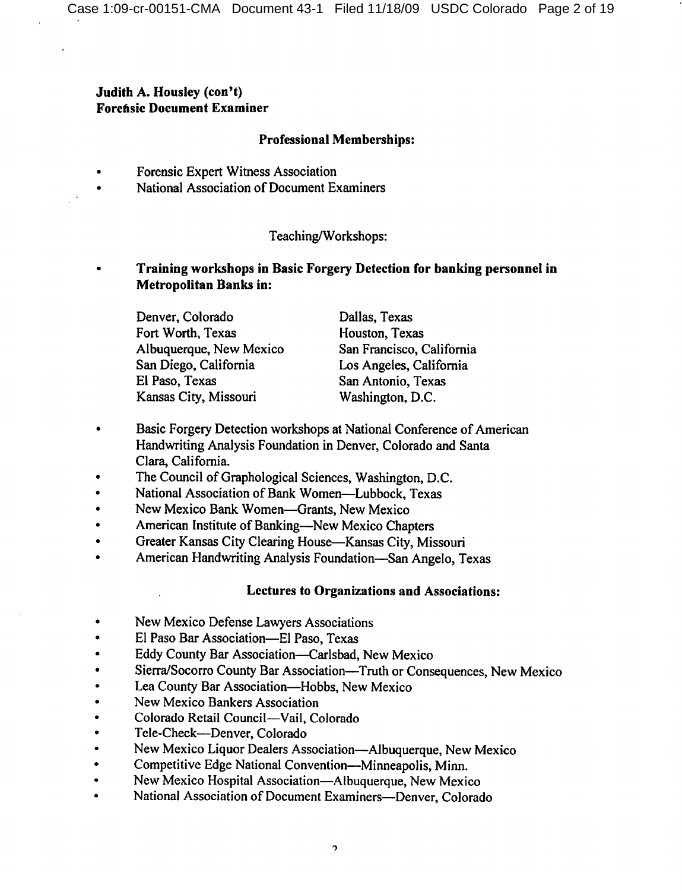**Judith A. Housley (con't)**
**Forensic Document Examiner**

## Professional Memberships:

- Forensic Expert Witness Association
- National Association of Document Examiners

## Teaching/Workshops:

- **Training workshops in Basic Forgery Detection for banking personnel in Metropolitan Banks in:**

  Denver, Colorado
  Dallas, Texas
  Fort Worth, Texas
  Houston, Texas
  Albuquerque, New Mexico
  San Francisco, California
  San Diego, California
  Los Angeles, California
  El Paso, Texas
  San Antonio, Texas
  Kansas City, Missouri
  Washington, D.C.

- Basic Forgery Detection workshops at National Conference of American Handwriting Analysis Foundation in Denver, Colorado and Santa Clara, California.
- The Council of Graphological Sciences, Washington, D.C.
- National Association of Bank Women—Lubbock, Texas
- New Mexico Bank Women—Grants, New Mexico
- American Institute of Banking—New Mexico Chapters
- Greater Kansas City Clearing House—Kansas City, Missouri
- American Handwriting Analysis Foundation—San Angelo, Texas

## Lectures to Organizations and Associations:

- New Mexico Defense Lawyers Associations
- El Paso Bar Association—El Paso, Texas
- Eddy County Bar Association—Carlsbad, New Mexico
- Sierra/Socorro County Bar Association—Truth or Consequences, New Mexico
- Lea County Bar Association—Hobbs, New Mexico
- New Mexico Bankers Association
- Colorado Retail Council—Vail, Colorado
- Tele-Check—Denver, Colorado
- New Mexico Liquor Dealers Association—Albuquerque, New Mexico
- Competitive Edge National Convention—Minneapolis, Minn.
- New Mexico Hospital Association—Albuquerque, New Mexico
- National Association of Document Examiners—Denver, Colorado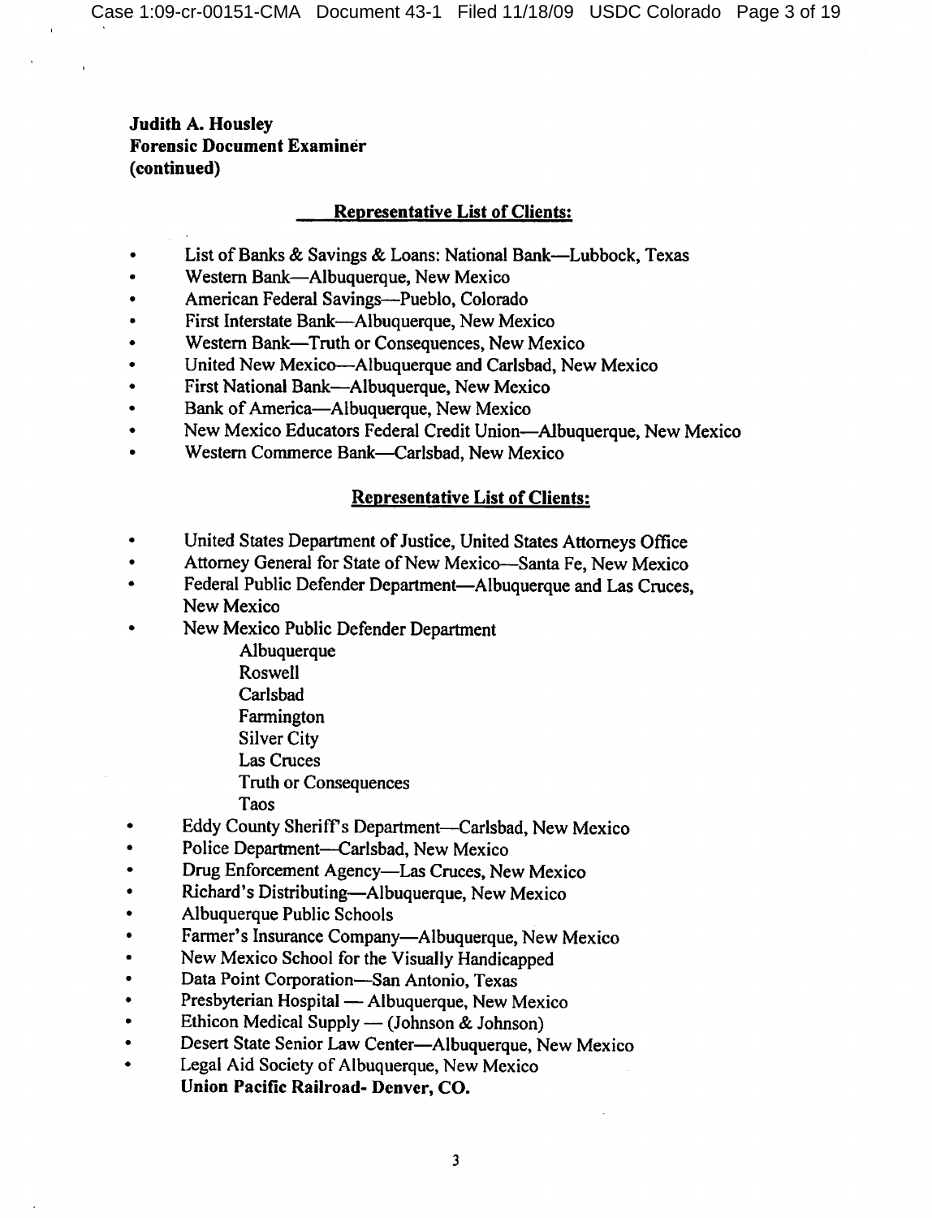**Judith A. Housley**
**Forensic Document Examiner**
**(continued)**

## Representative List of Clients:

- List of Banks & Savings & Loans: National Bank—Lubbock, Texas
- Western Bank—Albuquerque, New Mexico
- American Federal Savings—Pueblo, Colorado
- First Interstate Bank—Albuquerque, New Mexico
- Western Bank—Truth or Consequences, New Mexico
- United New Mexico—Albuquerque and Carlsbad, New Mexico
- First National Bank—Albuquerque, New Mexico
- Bank of America—Albuquerque, New Mexico
- New Mexico Educators Federal Credit Union—Albuquerque, New Mexico
- Western Commerce Bank—Carlsbad, New Mexico

## Representative List of Clients:

- United States Department of Justice, United States Attorneys Office
- Attorney General for State of New Mexico—Santa Fe, New Mexico
- Federal Public Defender Department—Albuquerque and Las Cruces, New Mexico
- New Mexico Public Defender Department
  - Albuquerque
  - Roswell
  - Carlsbad
  - Farmington
  - Silver City
  - Las Cruces
  - Truth or Consequences
  - Taos
- Eddy County Sheriff's Department—Carlsbad, New Mexico
- Police Department—Carlsbad, New Mexico
- Drug Enforcement Agency—Las Cruces, New Mexico
- Richard's Distributing—Albuquerque, New Mexico
- Albuquerque Public Schools
- Farmer's Insurance Company—Albuquerque, New Mexico
- New Mexico School for the Visually Handicapped
- Data Point Corporation—San Antonio, Texas
- Presbyterian Hospital — Albuquerque, New Mexico
- Ethicon Medical Supply — (Johnson & Johnson)
- Desert State Senior Law Center—Albuquerque, New Mexico
- Legal Aid Society of Albuquerque, New Mexico

**Union Pacific Railroad- Denver, CO.**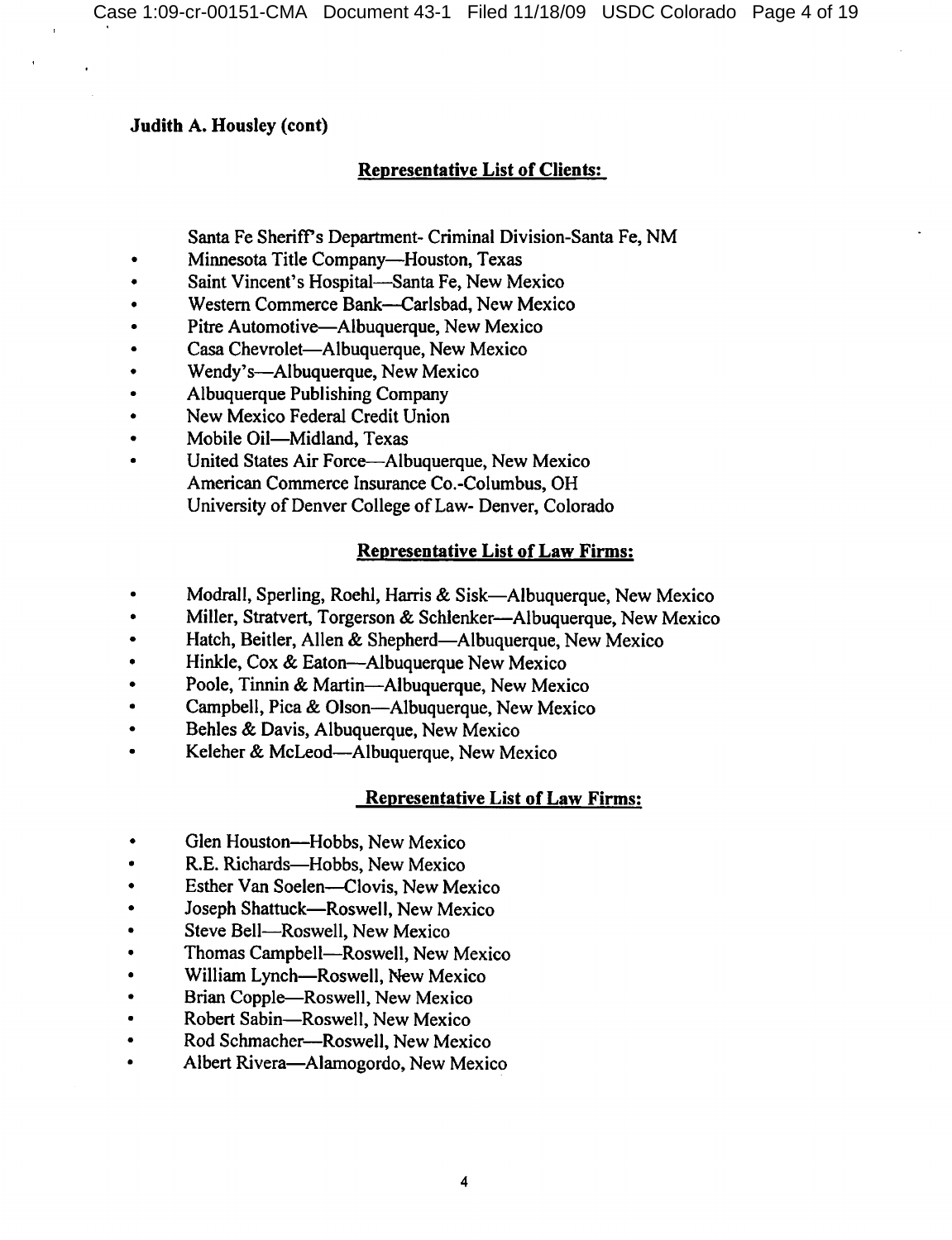**Judith A. Housley (cont)**

## Representative List of Clients:

Santa Fe Sheriff's Department- Criminal Division-Santa Fe, NM

- Minnesota Title Company—Houston, Texas
- Saint Vincent's Hospital—Santa Fe, New Mexico
- Western Commerce Bank—Carlsbad, New Mexico
- Pitre Automotive—Albuquerque, New Mexico
- Casa Chevrolet—Albuquerque, New Mexico
- Wendy's—Albuquerque, New Mexico
- Albuquerque Publishing Company
- New Mexico Federal Credit Union
- Mobile Oil—Midland, Texas
- United States Air Force—Albuquerque, New Mexico

American Commerce Insurance Co.-Columbus, OH
University of Denver College of Law- Denver, Colorado

## Representative List of Law Firms:

- Modrall, Sperling, Roehl, Harris & Sisk—Albuquerque, New Mexico
- Miller, Stratvert, Torgerson & Schlenker—Albuquerque, New Mexico
- Hatch, Beitler, Allen & Shepherd—Albuquerque, New Mexico
- Hinkle, Cox & Eaton—Albuquerque New Mexico
- Poole, Tinnin & Martin—Albuquerque, New Mexico
- Campbell, Pica & Olson—Albuquerque, New Mexico
- Behles & Davis, Albuquerque, New Mexico
- Keleher & McLeod—Albuquerque, New Mexico

## Representative List of Law Firms:

- Glen Houston—Hobbs, New Mexico
- R.E. Richards—Hobbs, New Mexico
- Esther Van Soelen—Clovis, New Mexico
- Joseph Shattuck—Roswell, New Mexico
- Steve Bell—Roswell, New Mexico
- Thomas Campbell—Roswell, New Mexico
- William Lynch—Roswell, New Mexico
- Brian Copple—Roswell, New Mexico
- Robert Sabin—Roswell, New Mexico
- Rod Schmacher—Roswell, New Mexico
- Albert Rivera—Alamogordo, New Mexico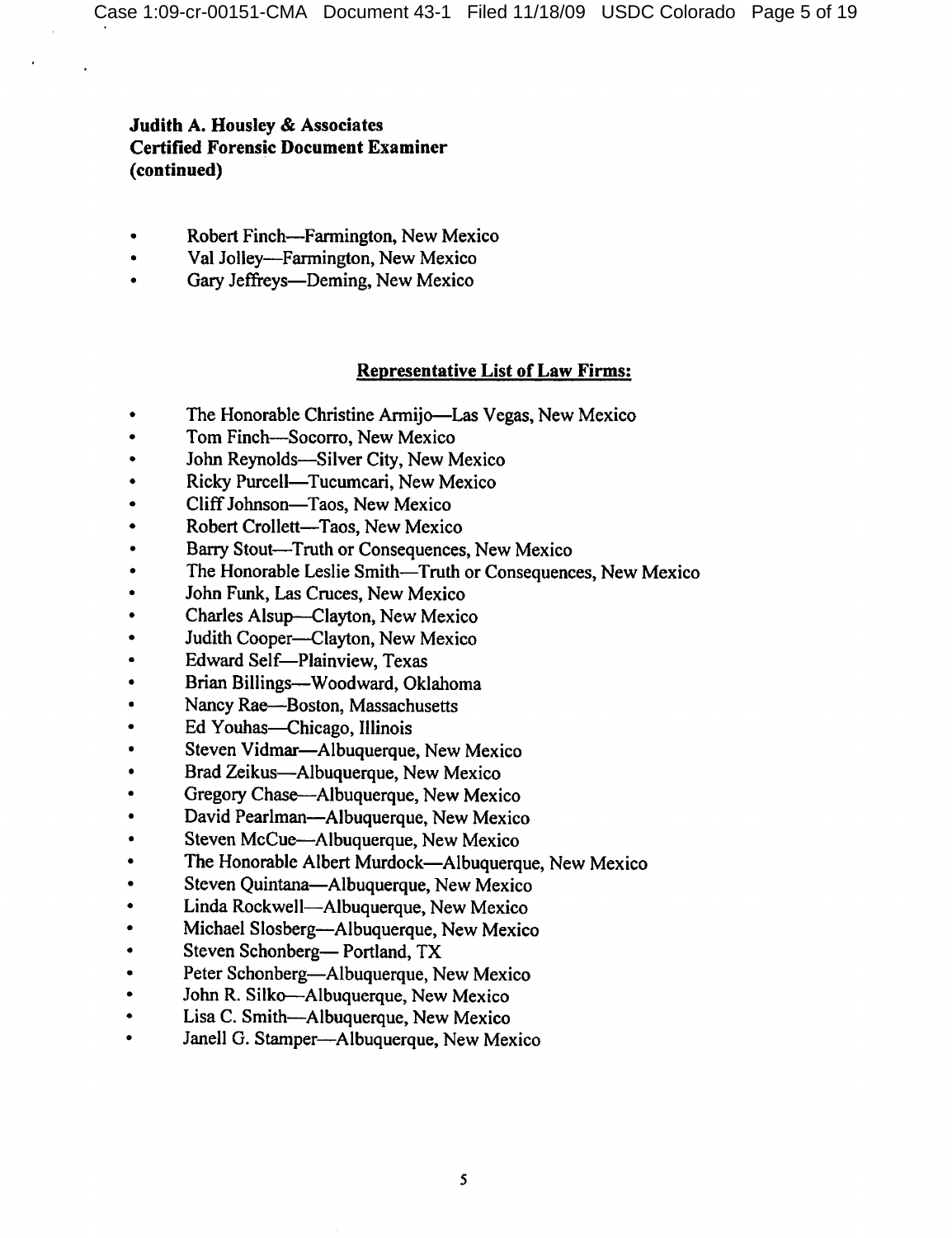**Judith A. Housley & Associates**
**Certified Forensic Document Examiner**
**(continued)**

- Robert Finch—Farmington, New Mexico
- Val Jolley—Farmington, New Mexico
- Gary Jeffreys—Deming, New Mexico

**Representative List of Law Firms:**

- The Honorable Christine Armijo—Las Vegas, New Mexico
- Tom Finch—Socorro, New Mexico
- John Reynolds—Silver City, New Mexico
- Ricky Purcell—Tucumcari, New Mexico
- Cliff Johnson—Taos, New Mexico
- Robert Crollett—Taos, New Mexico
- Barry Stout—Truth or Consequences, New Mexico
- The Honorable Leslie Smith—Truth or Consequences, New Mexico
- John Funk, Las Cruces, New Mexico
- Charles Alsup—Clayton, New Mexico
- Judith Cooper—Clayton, New Mexico
- Edward Self—Plainview, Texas
- Brian Billings—Woodward, Oklahoma
- Nancy Rae—Boston, Massachusetts
- Ed Youhas—Chicago, Illinois
- Steven Vidmar—Albuquerque, New Mexico
- Brad Zeikus—Albuquerque, New Mexico
- Gregory Chase—Albuquerque, New Mexico
- David Pearlman—Albuquerque, New Mexico
- Steven McCue—Albuquerque, New Mexico
- The Honorable Albert Murdock—Albuquerque, New Mexico
- Steven Quintana—Albuquerque, New Mexico
- Linda Rockwell—Albuquerque, New Mexico
- Michael Slosberg—Albuquerque, New Mexico
- Steven Schonberg— Portland, TX
- Peter Schonberg—Albuquerque, New Mexico
- John R. Silko—Albuquerque, New Mexico
- Lisa C. Smith—Albuquerque, New Mexico
- Janell G. Stamper—Albuquerque, New Mexico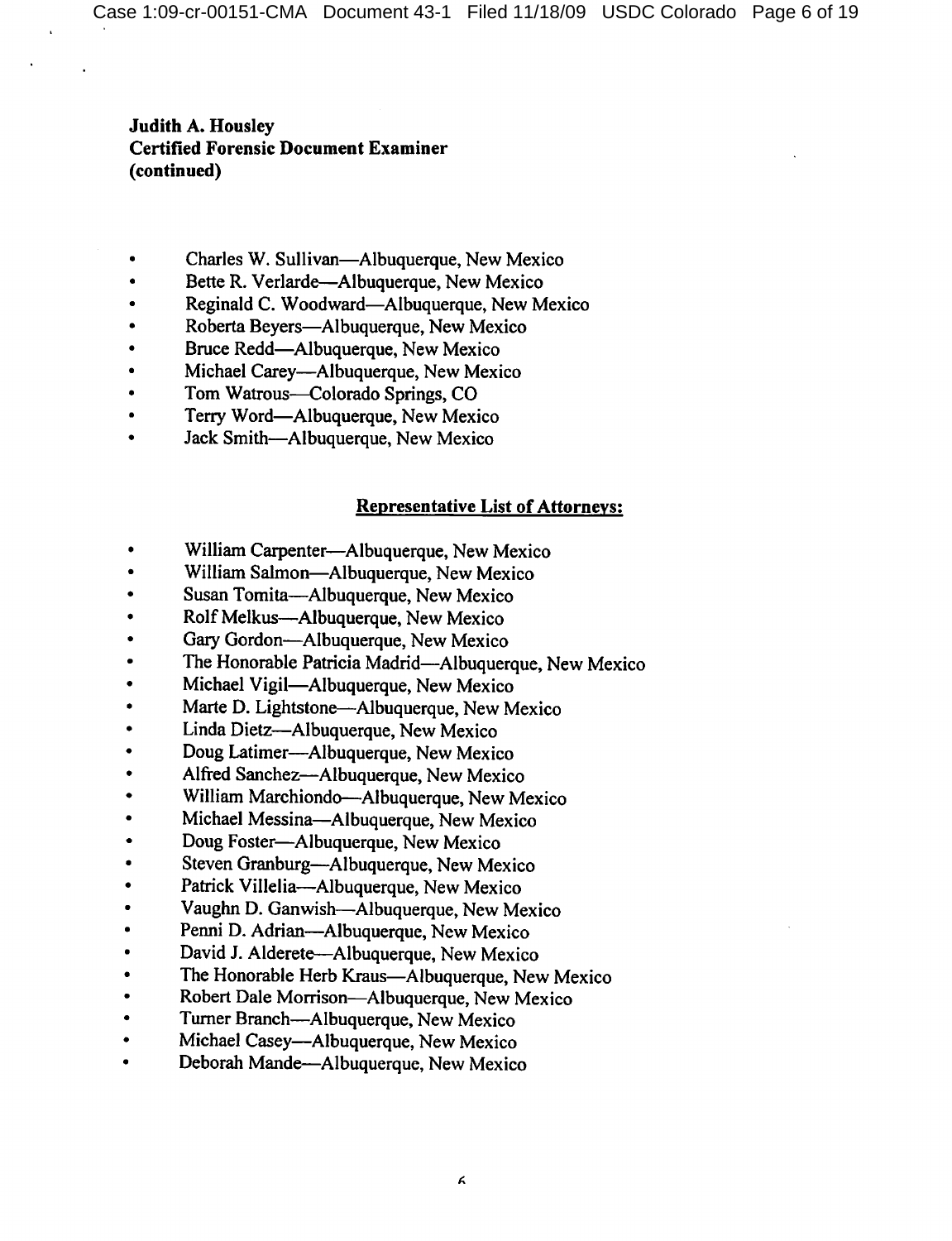**Judith A. Housley**
**Certified Forensic Document Examiner**
**(continued)**

- Charles W. Sullivan—Albuquerque, New Mexico
- Bette R. Verlarde—Albuquerque, New Mexico
- Reginald C. Woodward—Albuquerque, New Mexico
- Roberta Beyers—Albuquerque, New Mexico
- Bruce Redd—Albuquerque, New Mexico
- Michael Carey—Albuquerque, New Mexico
- Tom Watrous—Colorado Springs, CO
- Terry Word—Albuquerque, New Mexico
- Jack Smith—Albuquerque, New Mexico

**Representative List of Attorneys:**

- William Carpenter—Albuquerque, New Mexico
- William Salmon—Albuquerque, New Mexico
- Susan Tomita—Albuquerque, New Mexico
- Rolf Melkus—Albuquerque, New Mexico
- Gary Gordon—Albuquerque, New Mexico
- The Honorable Patricia Madrid—Albuquerque, New Mexico
- Michael Vigil—Albuquerque, New Mexico
- Marte D. Lightstone—Albuquerque, New Mexico
- Linda Dietz—Albuquerque, New Mexico
- Doug Latimer—Albuquerque, New Mexico
- Alfred Sanchez—Albuquerque, New Mexico
- William Marchiondo—Albuquerque, New Mexico
- Michael Messina—Albuquerque, New Mexico
- Doug Foster—Albuquerque, New Mexico
- Steven Granburg—Albuquerque, New Mexico
- Patrick Villelia—Albuquerque, New Mexico
- Vaughn D. Ganwish—Albuquerque, New Mexico
- Penni D. Adrian—Albuquerque, New Mexico
- David J. Alderete—Albuquerque, New Mexico
- The Honorable Herb Kraus—Albuquerque, New Mexico
- Robert Dale Morrison—Albuquerque, New Mexico
- Turner Branch—Albuquerque, New Mexico
- Michael Casey—Albuquerque, New Mexico
- Deborah Mande—Albuquerque, New Mexico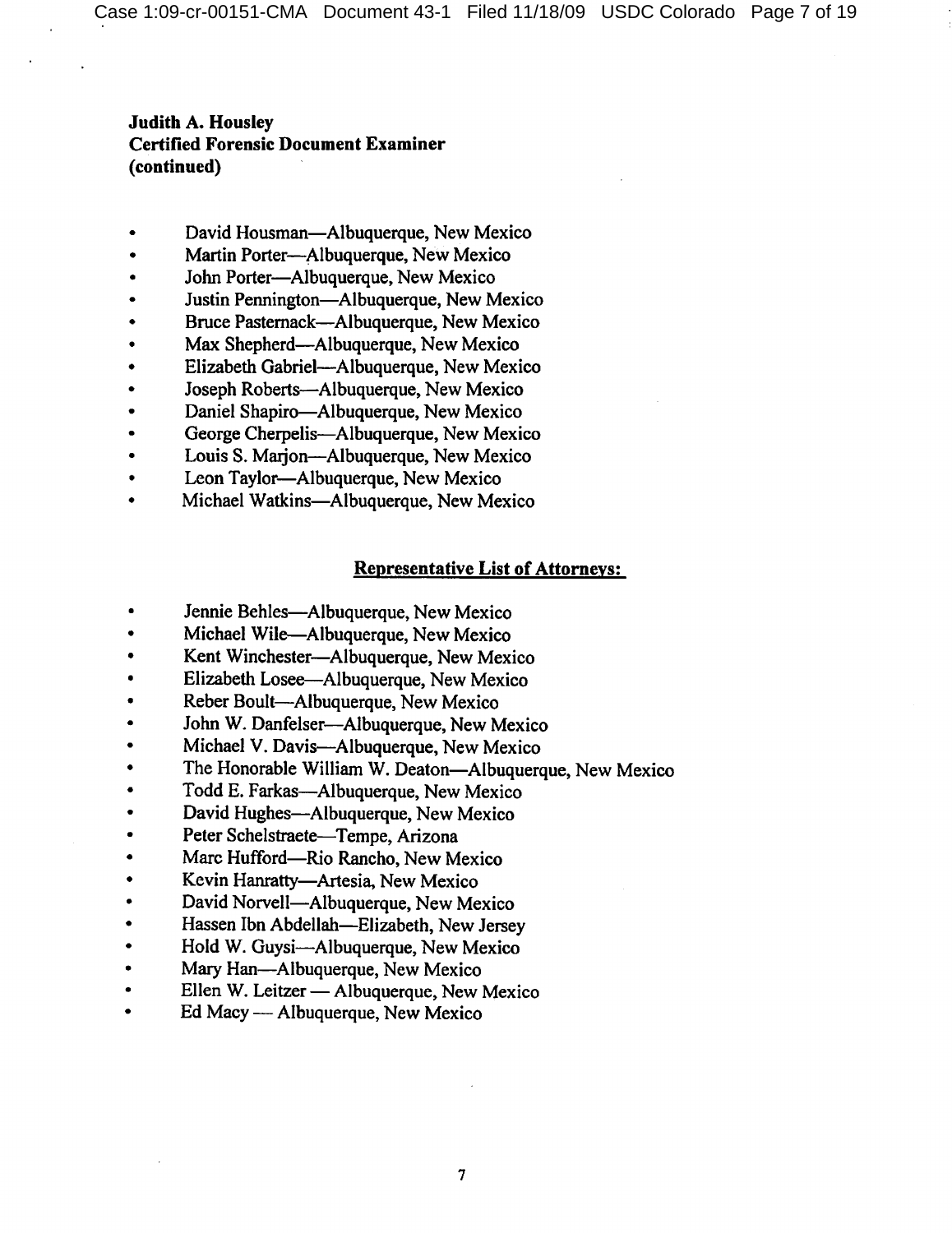**Judith A. Housley**
**Certified Forensic Document Examiner**
**(continued)**

- David Housman—Albuquerque, New Mexico
- Martin Porter—Albuquerque, New Mexico
- John Porter—Albuquerque, New Mexico
- Justin Pennington—Albuquerque, New Mexico
- Bruce Pasternack—Albuquerque, New Mexico
- Max Shepherd—Albuquerque, New Mexico
- Elizabeth Gabriel—Albuquerque, New Mexico
- Joseph Roberts—Albuquerque, New Mexico
- Daniel Shapiro—Albuquerque, New Mexico
- George Cherpelis—Albuquerque, New Mexico
- Louis S. Marjon—Albuquerque, New Mexico
- Leon Taylor—Albuquerque, New Mexico
- Michael Watkins—Albuquerque, New Mexico

**Representative List of Attorneys:**

- Jennie Behles—Albuquerque, New Mexico
- Michael Wile—Albuquerque, New Mexico
- Kent Winchester—Albuquerque, New Mexico
- Elizabeth Losee—Albuquerque, New Mexico
- Reber Boult—Albuquerque, New Mexico
- John W. Danfelser—Albuquerque, New Mexico
- Michael V. Davis—Albuquerque, New Mexico
- The Honorable William W. Deaton—Albuquerque, New Mexico
- Todd E. Farkas—Albuquerque, New Mexico
- David Hughes—Albuquerque, New Mexico
- Peter Schelstraete—Tempe, Arizona
- Marc Hufford—Rio Rancho, New Mexico
- Kevin Hanratty—Artesia, New Mexico
- David Norvell—Albuquerque, New Mexico
- Hassen Ibn Abdellah—Elizabeth, New Jersey
- Hold W. Guysi—Albuquerque, New Mexico
- Mary Han—Albuquerque, New Mexico
- Ellen W. Leitzer — Albuquerque, New Mexico
- Ed Macy — Albuquerque, New Mexico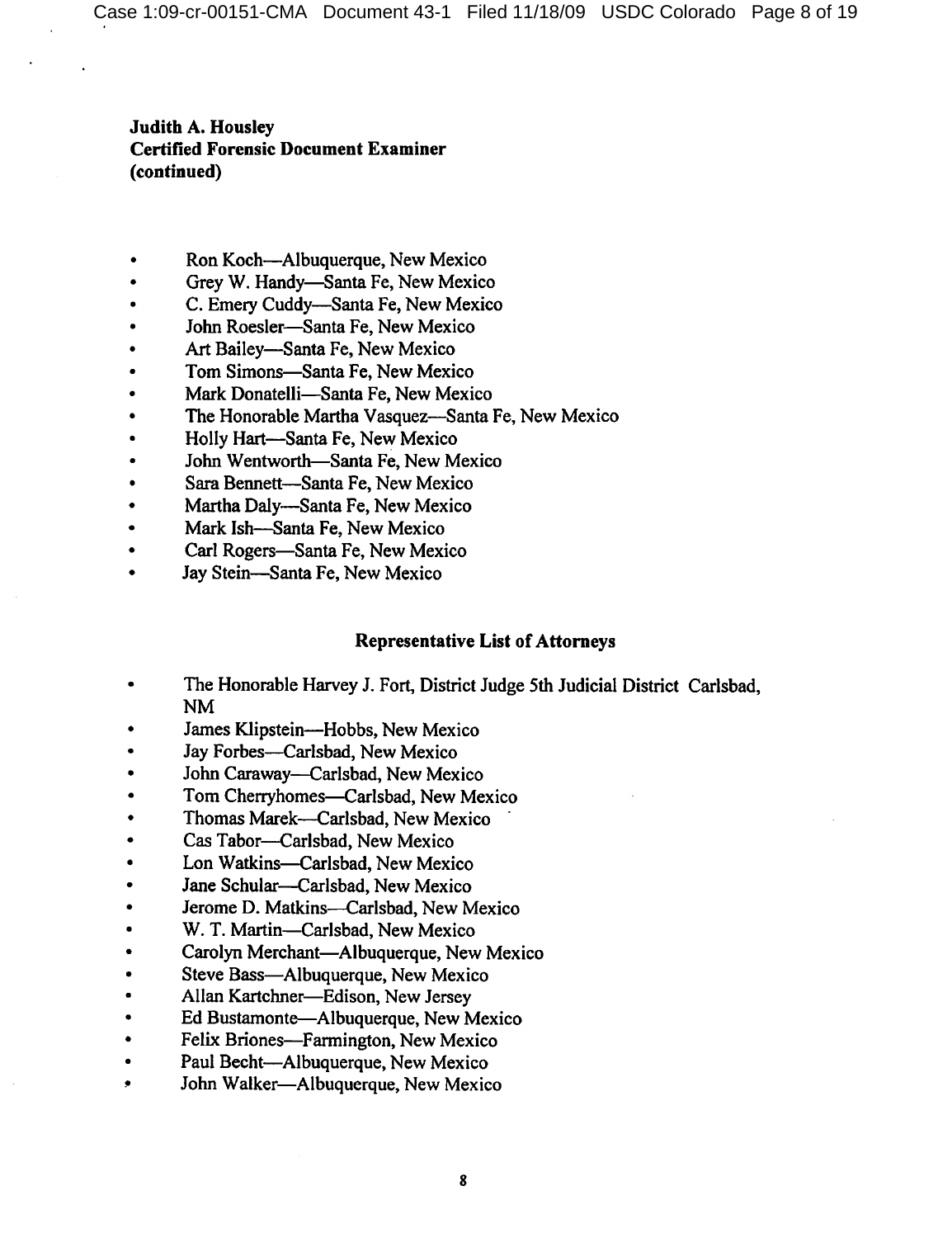**Judith A. Housley**
**Certified Forensic Document Examiner**
**(continued)**

- Ron Koch—Albuquerque, New Mexico
- Grey W. Handy—Santa Fe, New Mexico
- C. Emery Cuddy—Santa Fe, New Mexico
- John Roesler—Santa Fe, New Mexico
- Art Bailey—Santa Fe, New Mexico
- Tom Simons—Santa Fe, New Mexico
- Mark Donatelli—Santa Fe, New Mexico
- The Honorable Martha Vasquez—Santa Fe, New Mexico
- Holly Hart—Santa Fe, New Mexico
- John Wentworth—Santa Fe, New Mexico
- Sara Bennett—Santa Fe, New Mexico
- Martha Daly—Santa Fe, New Mexico
- Mark Ish—Santa Fe, New Mexico
- Carl Rogers—Santa Fe, New Mexico
- Jay Stein—Santa Fe, New Mexico

**Representative List of Attorneys**

- The Honorable Harvey J. Fort, District Judge 5th Judicial District Carlsbad, NM
- James Klipstein—Hobbs, New Mexico
- Jay Forbes—Carlsbad, New Mexico
- John Caraway—Carlsbad, New Mexico
- Tom Cherryhomes—Carlsbad, New Mexico
- Thomas Marek—Carlsbad, New Mexico
- Cas Tabor—Carlsbad, New Mexico
- Lon Watkins—Carlsbad, New Mexico
- Jane Schular—Carlsbad, New Mexico
- Jerome D. Matkins—Carlsbad, New Mexico
- W. T. Martin—Carlsbad, New Mexico
- Carolyn Merchant—Albuquerque, New Mexico
- Steve Bass—Albuquerque, New Mexico
- Allan Kartchner—Edison, New Jersey
- Ed Bustamonte—Albuquerque, New Mexico
- Felix Briones—Farmington, New Mexico
- Paul Becht—Albuquerque, New Mexico
- John Walker—Albuquerque, New Mexico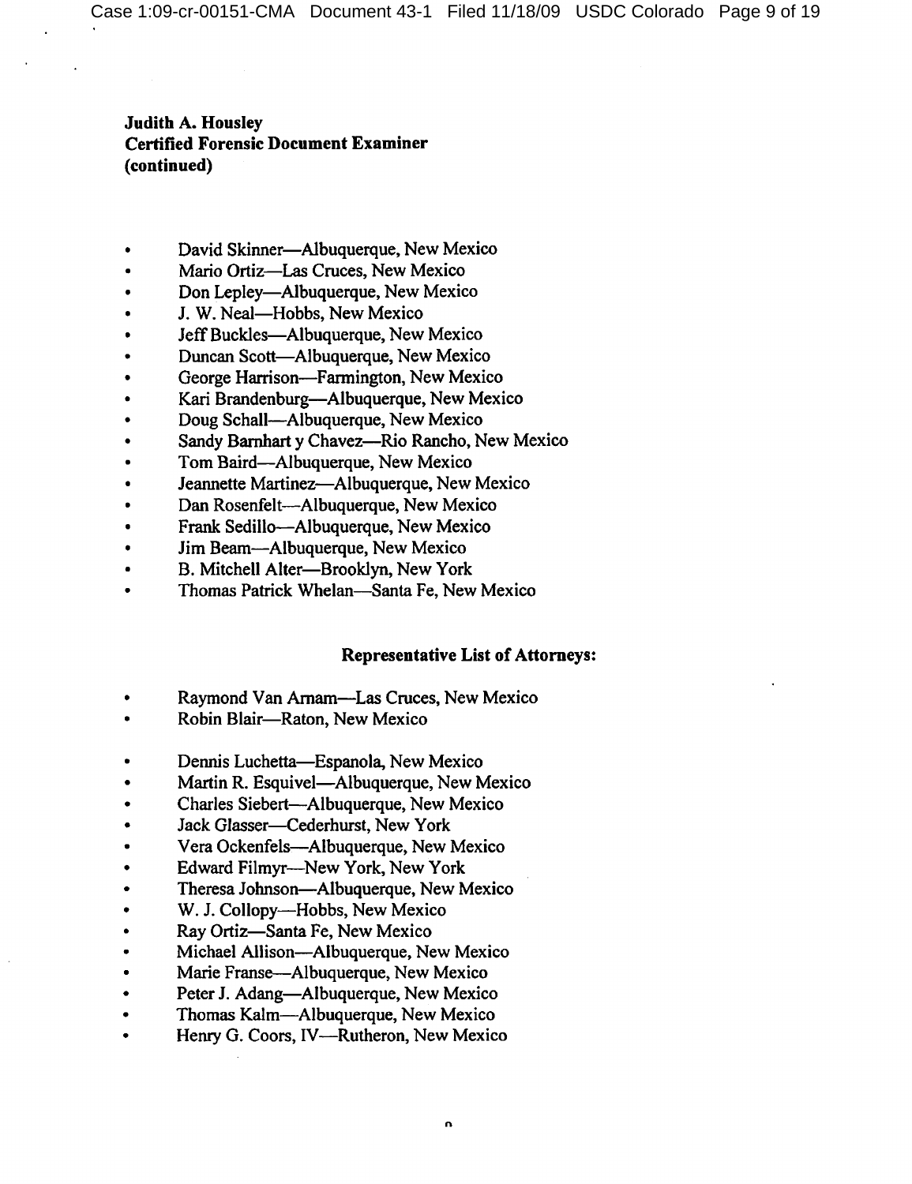**Judith A. Housley**
**Certified Forensic Document Examiner**
**(continued)**

- David Skinner—Albuquerque, New Mexico
- Mario Ortiz—Las Cruces, New Mexico
- Don Lepley—Albuquerque, New Mexico
- J. W. Neal—Hobbs, New Mexico
- Jeff Buckles—Albuquerque, New Mexico
- Duncan Scott—Albuquerque, New Mexico
- George Harrison—Farmington, New Mexico
- Kari Brandenburg—Albuquerque, New Mexico
- Doug Schall—Albuquerque, New Mexico
- Sandy Barnhart y Chavez—Rio Rancho, New Mexico
- Tom Baird—Albuquerque, New Mexico
- Jeannette Martinez—Albuquerque, New Mexico
- Dan Rosenfelt—Albuquerque, New Mexico
- Frank Sedillo—Albuquerque, New Mexico
- Jim Beam—Albuquerque, New Mexico
- B. Mitchell Alter—Brooklyn, New York
- Thomas Patrick Whelan—Santa Fe, New Mexico

**Representative List of Attorneys:**

- Raymond Van Arnam—Las Cruces, New Mexico
- Robin Blair—Raton, New Mexico
- Dennis Luchetta—Espanola, New Mexico
- Martin R. Esquivel—Albuquerque, New Mexico
- Charles Siebert—Albuquerque, New Mexico
- Jack Glasser—Cederhurst, New York
- Vera Ockenfels—Albuquerque, New Mexico
- Edward Filmyr—New York, New York
- Theresa Johnson—Albuquerque, New Mexico
- W. J. Collopy—Hobbs, New Mexico
- Ray Ortiz—Santa Fe, New Mexico
- Michael Allison—Albuquerque, New Mexico
- Marie Franse—Albuquerque, New Mexico
- Peter J. Adang—Albuquerque, New Mexico
- Thomas Kalm—Albuquerque, New Mexico
- Henry G. Coors, IV—Rutheron, New Mexico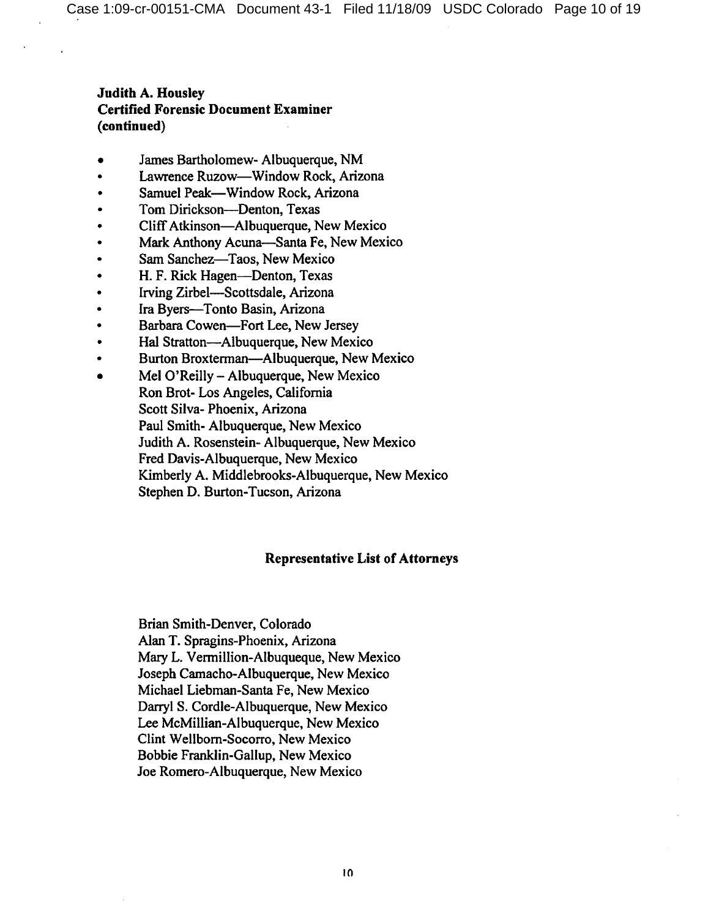**Judith A. Housley**
**Certified Forensic Document Examiner**
**(continued)**

- James Bartholomew- Albuquerque, NM
- Lawrence Ruzow—Window Rock, Arizona
- Samuel Peak—Window Rock, Arizona
- Tom Dirickson—Denton, Texas
- Cliff Atkinson—Albuquerque, New Mexico
- Mark Anthony Acuna—Santa Fe, New Mexico
- Sam Sanchez—Taos, New Mexico
- H. F. Rick Hagen—Denton, Texas
- Irving Zirbel—Scottsdale, Arizona
- Ira Byers—Tonto Basin, Arizona
- Barbara Cowen—Fort Lee, New Jersey
- Hal Stratton—Albuquerque, New Mexico
- Burton Broxterman—Albuquerque, New Mexico
- Mel O'Reilly – Albuquerque, New Mexico
  Ron Brot- Los Angeles, California
  Scott Silva- Phoenix, Arizona
  Paul Smith- Albuquerque, New Mexico
  Judith A. Rosenstein- Albuquerque, New Mexico
  Fred Davis-Albuquerque, New Mexico
  Kimberly A. Middlebrooks-Albuquerque, New Mexico
  Stephen D. Burton-Tucson, Arizona

**Representative List of Attorneys**

Brian Smith-Denver, Colorado
Alan T. Spragins-Phoenix, Arizona
Mary L. Vermillion-Albuqueque, New Mexico
Joseph Camacho-Albuquerque, New Mexico
Michael Liebman-Santa Fe, New Mexico
Darryl S. Cordle-Albuquerque, New Mexico
Lee McMillian-Albuquerque, New Mexico
Clint Wellborn-Socorro, New Mexico
Bobbie Franklin-Gallup, New Mexico
Joe Romero-Albuquerque, New Mexico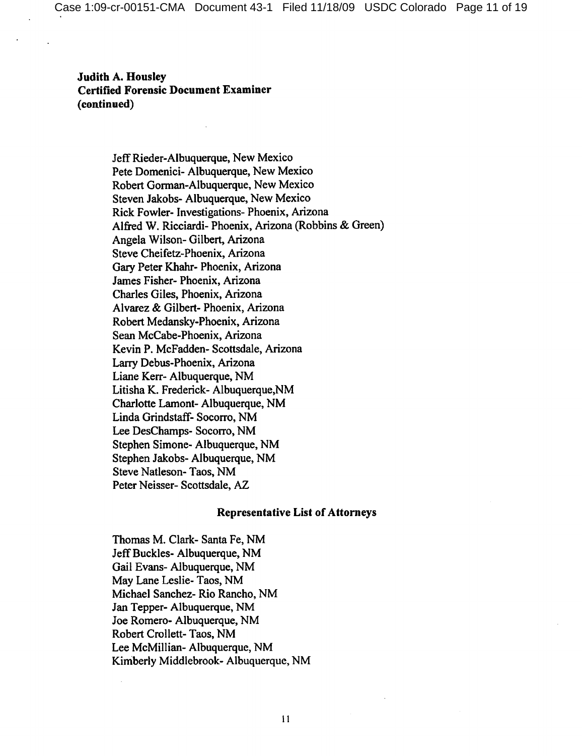**Judith A. Housley**
**Certified Forensic Document Examiner**
**(continued)**

Jeff Rieder-Albuquerque, New Mexico
Pete Domenici- Albuquerque, New Mexico
Robert Gorman-Albuquerque, New Mexico
Steven Jakobs- Albuquerque, New Mexico
Rick Fowler- Investigations- Phoenix, Arizona
Alfred W. Ricciardi- Phoenix, Arizona (Robbins & Green)
Angela Wilson- Gilbert, Arizona
Steve Cheifetz-Phoenix, Arizona
Gary Peter Khahr- Phoenix, Arizona
James Fisher- Phoenix, Arizona
Charles Giles, Phoenix, Arizona
Alvarez & Gilbert- Phoenix, Arizona
Robert Medansky-Phoenix, Arizona
Sean McCabe-Phoenix, Arizona
Kevin P. McFadden- Scottsdale, Arizona
Larry Debus-Phoenix, Arizona
Liane Kerr- Albuquerque, NM
Litisha K. Frederick- Albuquerque,NM
Charlotte Lamont- Albuquerque, NM
Linda Grindstaff- Socorro, NM
Lee DesChamps- Socorro, NM
Stephen Simone- Albuquerque, NM
Stephen Jakobs- Albuquerque, NM
Steve Natleson- Taos, NM
Peter Neisser- Scottsdale, AZ

**Representative List of Attorneys**

Thomas M. Clark- Santa Fe, NM
Jeff Buckles- Albuquerque, NM
Gail Evans- Albuquerque, NM
May Lane Leslie- Taos, NM
Michael Sanchez- Rio Rancho, NM
Jan Tepper- Albuquerque, NM
Joe Romero- Albuquerque, NM
Robert Crollett- Taos, NM
Lee McMillian- Albuquerque, NM
Kimberly Middlebrook- Albuquerque, NM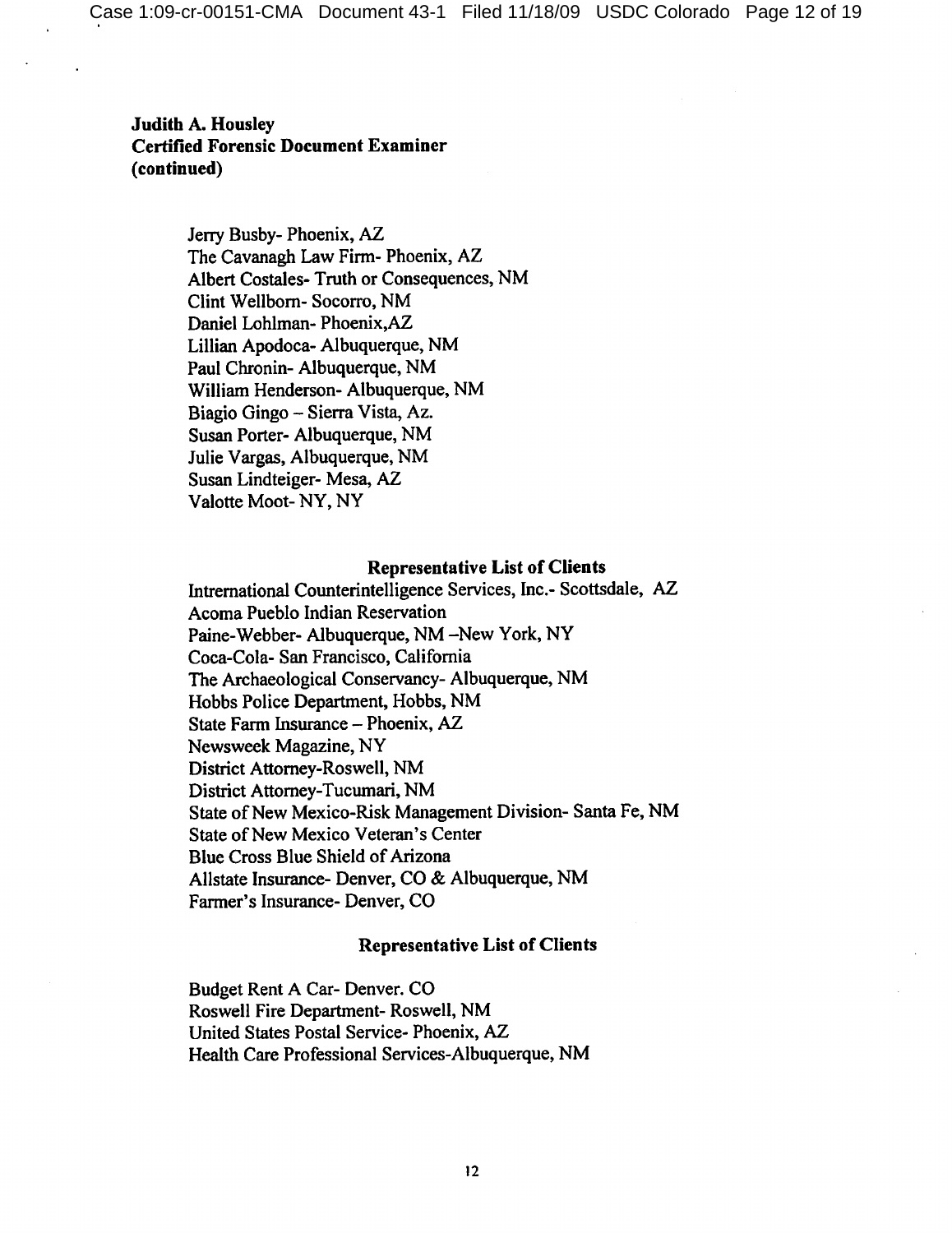**Judith A. Housley**
**Certified Forensic Document Examiner**
**(continued)**

Jerry Busby- Phoenix, AZ
The Cavanagh Law Firm- Phoenix, AZ
Albert Costales- Truth or Consequences, NM
Clint Wellborn- Socorro, NM
Daniel Lohlman- Phoenix,AZ
Lillian Apodoca- Albuquerque, NM
Paul Chronin- Albuquerque, NM
William Henderson- Albuquerque, NM
Biagio Gingo – Sierra Vista, Az.
Susan Porter- Albuquerque, NM
Julie Vargas, Albuquerque, NM
Susan Lindteiger- Mesa, AZ
Valotte Moot- NY, NY

**Representative List of Clients**

Intrernational Counterintelligence Services, Inc.- Scottsdale, AZ
Acoma Pueblo Indian Reservation
Paine-Webber- Albuquerque, NM –New York, NY
Coca-Cola- San Francisco, California
The Archaeological Conservancy- Albuquerque, NM
Hobbs Police Department, Hobbs, NM
State Farm Insurance – Phoenix, AZ
Newsweek Magazine, NY
District Attorney-Roswell, NM
District Attorney-Tucumari, NM
State of New Mexico-Risk Management Division- Santa Fe, NM
State of New Mexico Veteran's Center
Blue Cross Blue Shield of Arizona
Allstate Insurance- Denver, CO & Albuquerque, NM
Farmer's Insurance- Denver, CO

**Representative List of Clients**

Budget Rent A Car- Denver. CO
Roswell Fire Department- Roswell, NM
United States Postal Service- Phoenix, AZ
Health Care Professional Services-Albuquerque, NM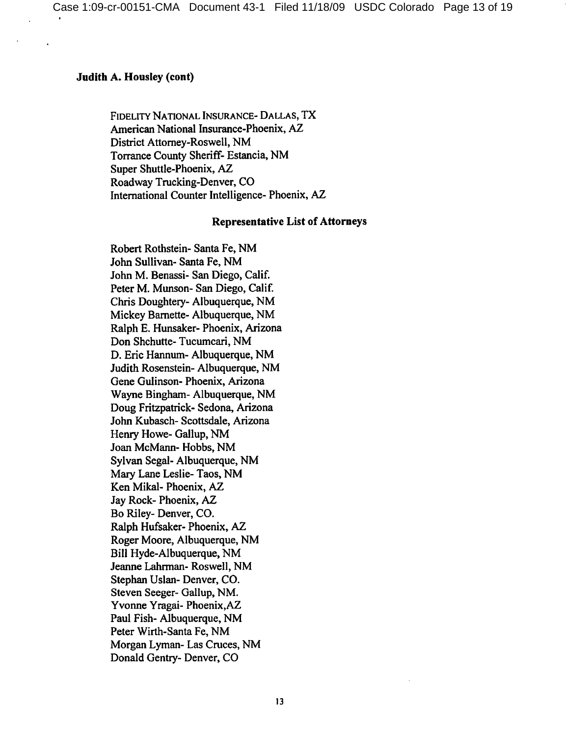**Judith A. Housley (cont)**

FIDELITY NATIONAL INSURANCE- DALLAS, TX
American National Insurance-Phoenix, AZ
District Attorney-Roswell, NM
Torrance County Sheriff- Estancia, NM
Super Shuttle-Phoenix, AZ
Roadway Trucking-Denver, CO
International Counter Intelligence- Phoenix, AZ

**Representative List of Attorneys**

Robert Rothstein- Santa Fe, NM
John Sullivan- Santa Fe, NM
John M. Benassi- San Diego, Calif.
Peter M. Munson- San Diego, Calif.
Chris Doughtery- Albuquerque, NM
Mickey Barnette- Albuquerque, NM
Ralph E. Hunsaker- Phoenix, Arizona
Don Shchutte- Tucumcari, NM
D. Eric Hannum- Albuquerque, NM
Judith Rosenstein- Albuquerque, NM
Gene Gulinson- Phoenix, Arizona
Wayne Bingham- Albuquerque, NM
Doug Fritzpatrick- Sedona, Arizona
John Kubasch- Scottsdale, Arizona
Henry Howe- Gallup, NM
Joan McMann- Hobbs, NM
Sylvan Segal- Albuquerque, NM
Mary Lane Leslie- Taos, NM
Ken Mikal- Phoenix, AZ
Jay Rock- Phoenix, AZ
Bo Riley- Denver, CO.
Ralph Hufsaker- Phoenix, AZ
Roger Moore, Albuquerque, NM
Bill Hyde-Albuquerque, NM
Jeanne Lahrman- Roswell, NM
Stephan Uslan- Denver, CO.
Steven Seeger- Gallup, NM.
Yvonne Yragai- Phoenix,AZ
Paul Fish- Albuquerque, NM
Peter Wirth-Santa Fe, NM
Morgan Lyman- Las Cruces, NM
Donald Gentry- Denver, CO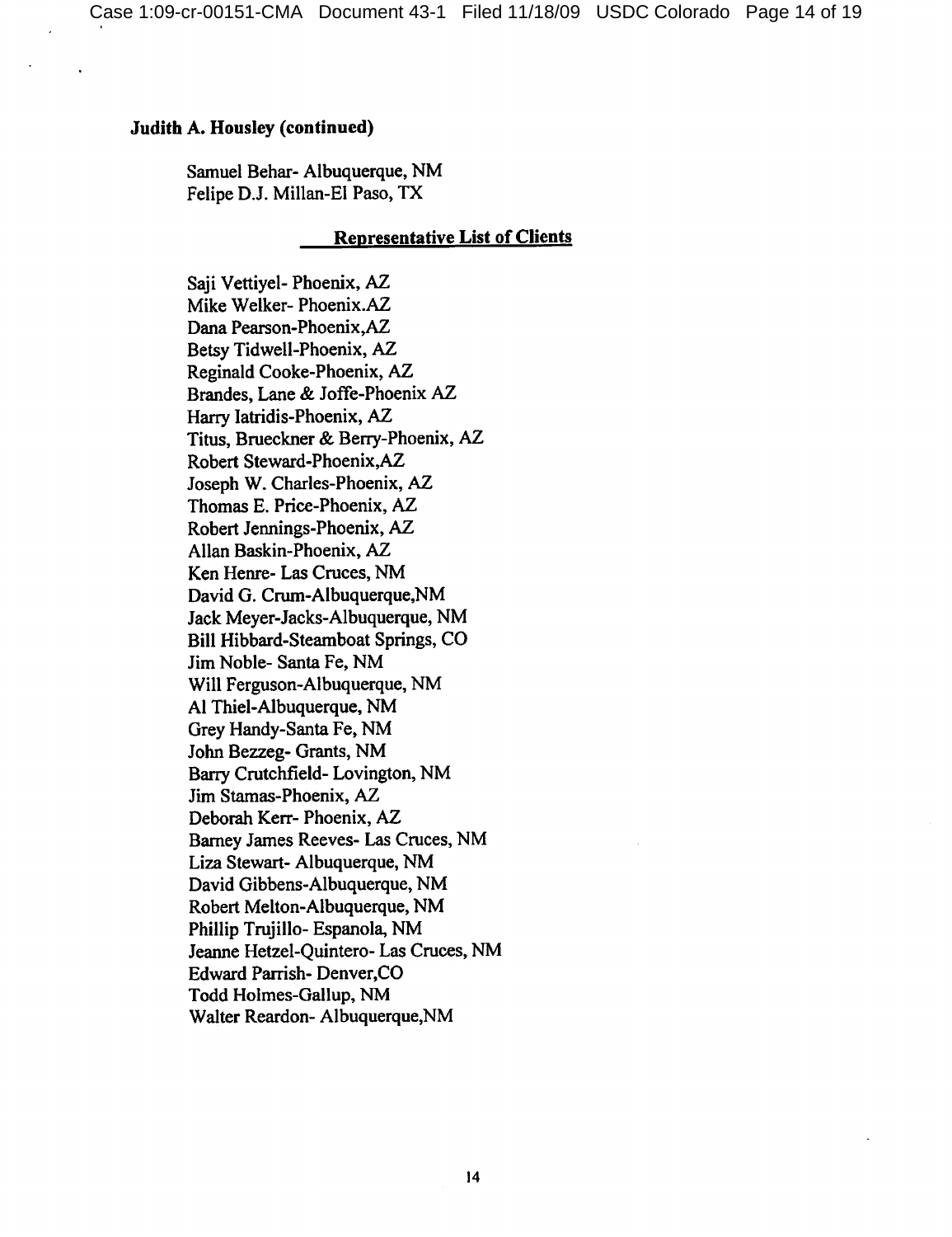**Judith A. Housley (continued)**

Samuel Behar- Albuquerque, NM
Felipe D.J. Millan-El Paso, TX

**Representative List of Clients**

Saji Vettiyel- Phoenix, AZ
Mike Welker- Phoenix.AZ
Dana Pearson-Phoenix,AZ
Betsy Tidwell-Phoenix, AZ
Reginald Cooke-Phoenix, AZ
Brandes, Lane & Joffe-Phoenix AZ
Harry Iatridis-Phoenix, AZ
Titus, Brueckner & Berry-Phoenix, AZ
Robert Steward-Phoenix,AZ
Joseph W. Charles-Phoenix, AZ
Thomas E. Price-Phoenix, AZ
Robert Jennings-Phoenix, AZ
Allan Baskin-Phoenix, AZ
Ken Henre- Las Cruces, NM
David G. Crum-Albuquerque,NM
Jack Meyer-Jacks-Albuquerque, NM
Bill Hibbard-Steamboat Springs, CO
Jim Noble- Santa Fe, NM
Will Ferguson-Albuquerque, NM
Al Thiel-Albuquerque, NM
Grey Handy-Santa Fe, NM
John Bezzeg- Grants, NM
Barry Crutchfield- Lovington, NM
Jim Stamas-Phoenix, AZ
Deborah Kerr- Phoenix, AZ
Barney James Reeves- Las Cruces, NM
Liza Stewart- Albuquerque, NM
David Gibbens-Albuquerque, NM
Robert Melton-Albuquerque, NM
Phillip Trujillo- Espanola, NM
Jeanne Hetzel-Quintero- Las Cruces, NM
Edward Parrish- Denver,CO
Todd Holmes-Gallup, NM
Walter Reardon- Albuquerque,NM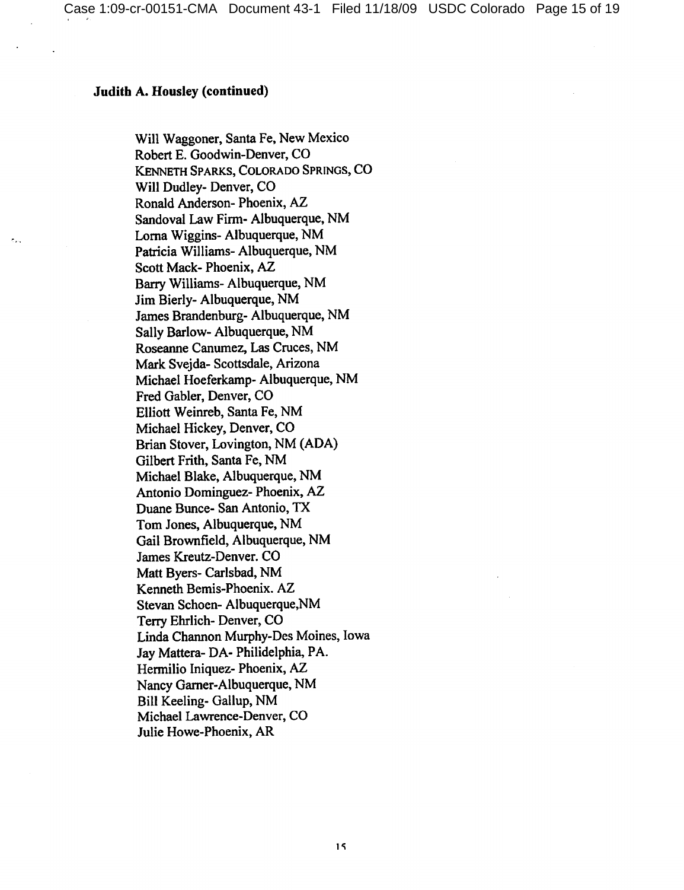**Judith A. Housley (continued)**

Will Waggoner, Santa Fe, New Mexico
Robert E. Goodwin-Denver, CO
KENNETH SPARKS, COLORADO SPRINGS, CO
Will Dudley- Denver, CO
Ronald Anderson- Phoenix, AZ
Sandoval Law Firm- Albuquerque, NM
Lorna Wiggins- Albuquerque, NM
Patricia Williams- Albuquerque, NM
Scott Mack- Phoenix, AZ
Barry Williams- Albuquerque, NM
Jim Bierly- Albuquerque, NM
James Brandenburg- Albuquerque, NM
Sally Barlow- Albuquerque, NM
Roseanne Canumez, Las Cruces, NM
Mark Svejda- Scottsdale, Arizona
Michael Hoeferkamp- Albuquerque, NM
Fred Gabler, Denver, CO
Elliott Weinreb, Santa Fe, NM
Michael Hickey, Denver, CO
Brian Stover, Lovington, NM (ADA)
Gilbert Frith, Santa Fe, NM
Michael Blake, Albuquerque, NM
Antonio Dominguez- Phoenix, AZ
Duane Bunce- San Antonio, TX
Tom Jones, Albuquerque, NM
Gail Brownfield, Albuquerque, NM
James Kreutz-Denver. CO
Matt Byers- Carlsbad, NM
Kenneth Bemis-Phoenix. AZ
Stevan Schoen- Albuquerque,NM
Terry Ehrlich- Denver, CO
Linda Channon Murphy-Des Moines, Iowa
Jay Mattera- DA- Philidelphia, PA.
Hermilio Iniquez- Phoenix, AZ
Nancy Garner-Albuquerque, NM
Bill Keeling- Gallup, NM
Michael Lawrence-Denver, CO
Julie Howe-Phoenix, AR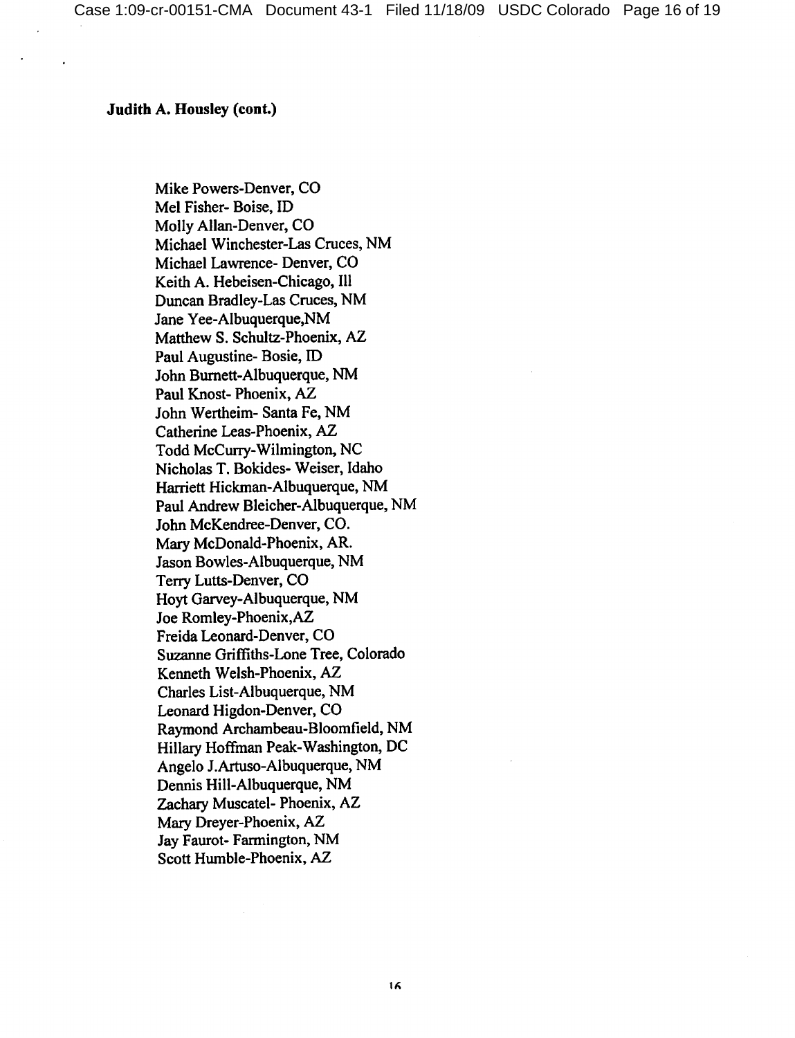**Judith A. Housley (cont.)**

Mike Powers-Denver, CO
Mel Fisher- Boise, ID
Molly Allan-Denver, CO
Michael Winchester-Las Cruces, NM
Michael Lawrence- Denver, CO
Keith A. Hebeisen-Chicago, Ill
Duncan Bradley-Las Cruces, NM
Jane Yee-Albuquerque,NM
Matthew S. Schultz-Phoenix, AZ
Paul Augustine- Bosie, ID
John Burnett-Albuquerque, NM
Paul Knost- Phoenix, AZ
John Wertheim- Santa Fe, NM
Catherine Leas-Phoenix, AZ
Todd McCurry-Wilmington, NC
Nicholas T. Bokides- Weiser, Idaho
Harriett Hickman-Albuquerque, NM
Paul Andrew Bleicher-Albuquerque, NM
John McKendree-Denver, CO.
Mary McDonald-Phoenix, AR.
Jason Bowles-Albuquerque, NM
Terry Lutts-Denver, CO
Hoyt Garvey-Albuquerque, NM
Joe Romley-Phoenix,AZ
Freida Leonard-Denver, CO
Suzanne Griffiths-Lone Tree, Colorado
Kenneth Welsh-Phoenix, AZ
Charles List-Albuquerque, NM
Leonard Higdon-Denver, CO
Raymond Archambeau-Bloomfield, NM
Hillary Hoffman Peak-Washington, DC
Angelo J.Artuso-Albuquerque, NM
Dennis Hill-Albuquerque, NM
Zachary Muscatel- Phoenix, AZ
Mary Dreyer-Phoenix, AZ
Jay Faurot- Farmington, NM
Scott Humble-Phoenix, AZ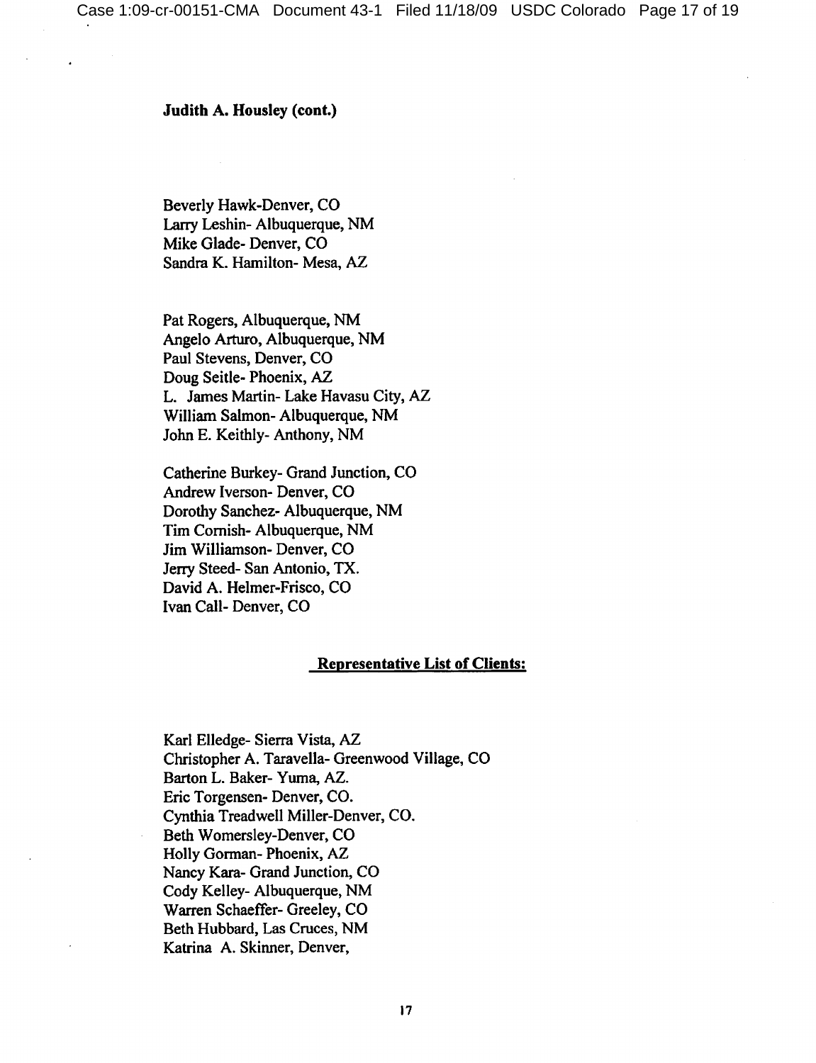**Judith A. Housley (cont.)**

Beverly Hawk-Denver, CO
Larry Leshin- Albuquerque, NM
Mike Glade- Denver, CO
Sandra K. Hamilton- Mesa, AZ

Pat Rogers, Albuquerque, NM
Angelo Arturo, Albuquerque, NM
Paul Stevens, Denver, CO
Doug Seitle- Phoenix, AZ
L. James Martin- Lake Havasu City, AZ
William Salmon- Albuquerque, NM
John E. Keithly- Anthony, NM

Catherine Burkey- Grand Junction, CO
Andrew Iverson- Denver, CO
Dorothy Sanchez- Albuquerque, NM
Tim Cornish- Albuquerque, NM
Jim Williamson- Denver, CO
Jerry Steed- San Antonio, TX.
David A. Helmer-Frisco, CO
Ivan Call- Denver, CO

**Representative List of Clients:**

Karl Elledge- Sierra Vista, AZ
Christopher A. Taravella- Greenwood Village, CO
Barton L. Baker- Yuma, AZ.
Eric Torgensen- Denver, CO.
Cynthia Treadwell Miller-Denver, CO.
Beth Womersley-Denver, CO
Holly Gorman- Phoenix, AZ
Nancy Kara- Grand Junction, CO
Cody Kelley- Albuquerque, NM
Warren Schaeffer- Greeley, CO
Beth Hubbard, Las Cruces, NM
Katrina A. Skinner, Denver,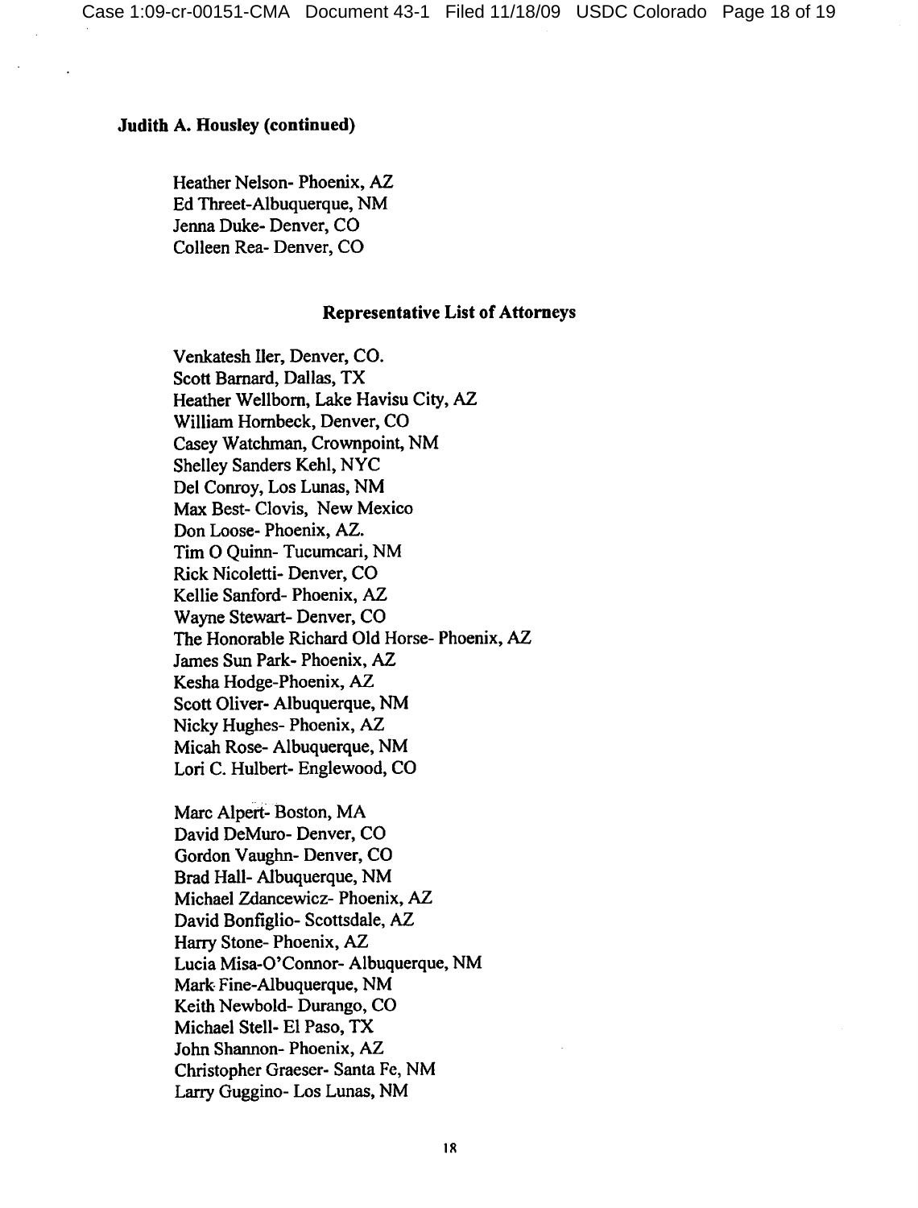**Judith A. Housley (continued)**

Heather Nelson- Phoenix, AZ
Ed Threet-Albuquerque, NM
Jenna Duke- Denver, CO
Colleen Rea- Denver, CO

**Representative List of Attorneys**

Venkatesh Iler, Denver, CO.
Scott Barnard, Dallas, TX
Heather Wellborn, Lake Havisu City, AZ
William Hornbeck, Denver, CO
Casey Watchman, Crownpoint, NM
Shelley Sanders Kehl, NYC
Del Conroy, Los Lunas, NM
Max Best- Clovis, New Mexico
Don Loose- Phoenix, AZ.
Tim O Quinn- Tucumcari, NM
Rick Nicoletti- Denver, CO
Kellie Sanford- Phoenix, AZ
Wayne Stewart- Denver, CO
The Honorable Richard Old Horse- Phoenix, AZ
James Sun Park- Phoenix, AZ
Kesha Hodge-Phoenix, AZ
Scott Oliver- Albuquerque, NM
Nicky Hughes- Phoenix, AZ
Micah Rose- Albuquerque, NM
Lori C. Hulbert- Englewood, CO

Marc Alpert- Boston, MA
David DeMuro- Denver, CO
Gordon Vaughn- Denver, CO
Brad Hall- Albuquerque, NM
Michael Zdancewicz- Phoenix, AZ
David Bonfiglio- Scottsdale, AZ
Harry Stone- Phoenix, AZ
Lucia Misa-O'Connor- Albuquerque, NM
Mark Fine-Albuquerque, NM
Keith Newbold- Durango, CO
Michael Stell- El Paso, TX
John Shannon- Phoenix, AZ
Christopher Graeser- Santa Fe, NM
Larry Guggino- Los Lunas, NM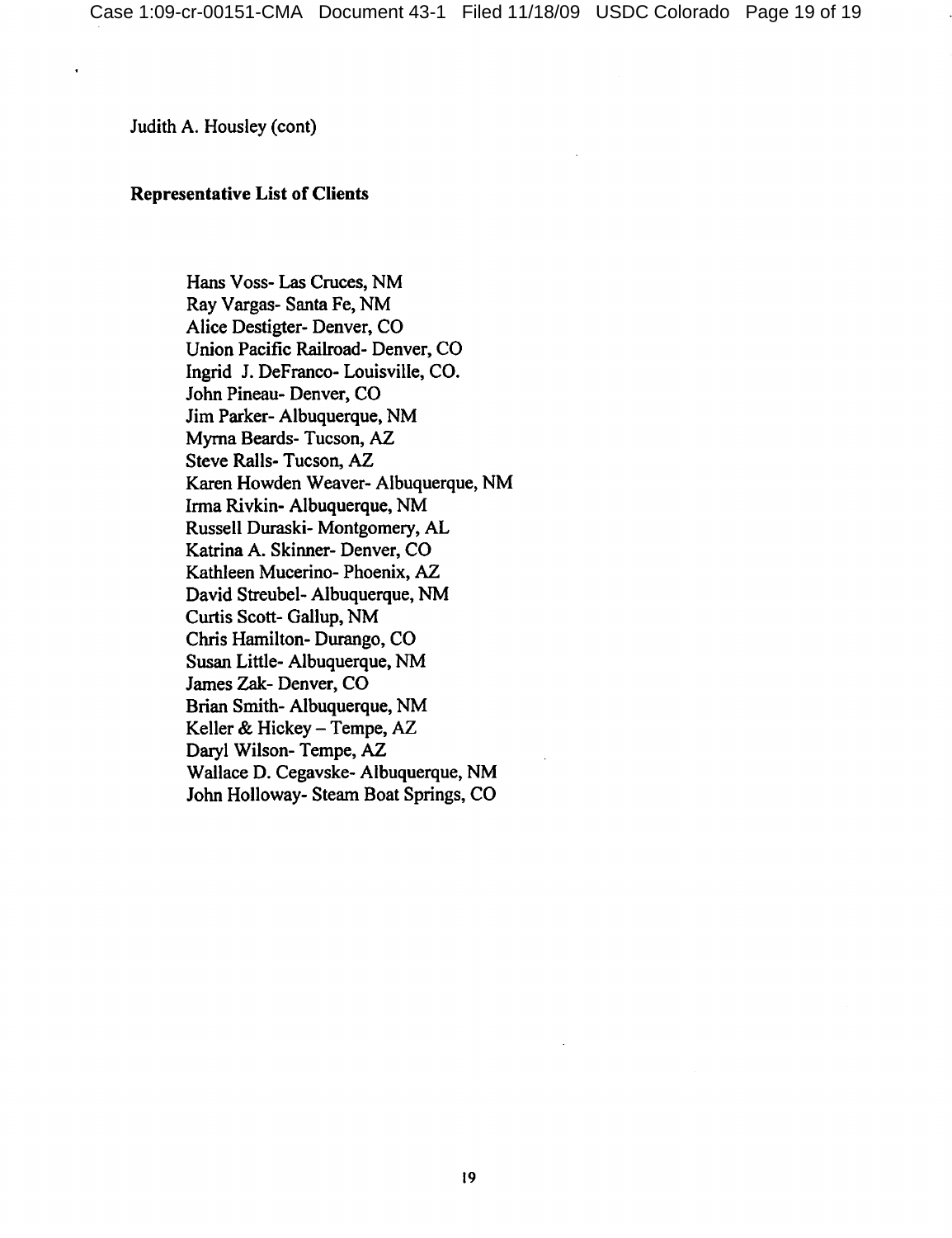Judith A. Housley (cont)

**Representative List of Clients**

Hans Voss- Las Cruces, NM
Ray Vargas- Santa Fe, NM
Alice Destigter- Denver, CO
Union Pacific Railroad- Denver, CO
Ingrid J. DeFranco- Louisville, CO.
John Pineau- Denver, CO
Jim Parker- Albuquerque, NM
Myrna Beards- Tucson, AZ
Steve Ralls- Tucson, AZ
Karen Howden Weaver- Albuquerque, NM
Irma Rivkin- Albuquerque, NM
Russell Duraski- Montgomery, AL
Katrina A. Skinner- Denver, CO
Kathleen Mucerino- Phoenix, AZ
David Streubel- Albuquerque, NM
Curtis Scott- Gallup, NM
Chris Hamilton- Durango, CO
Susan Little- Albuquerque, NM
James Zak- Denver, CO
Brian Smith- Albuquerque, NM
Keller & Hickey – Tempe, AZ
Daryl Wilson- Tempe, AZ
Wallace D. Cegavske- Albuquerque, NM
John Holloway- Steam Boat Springs, CO